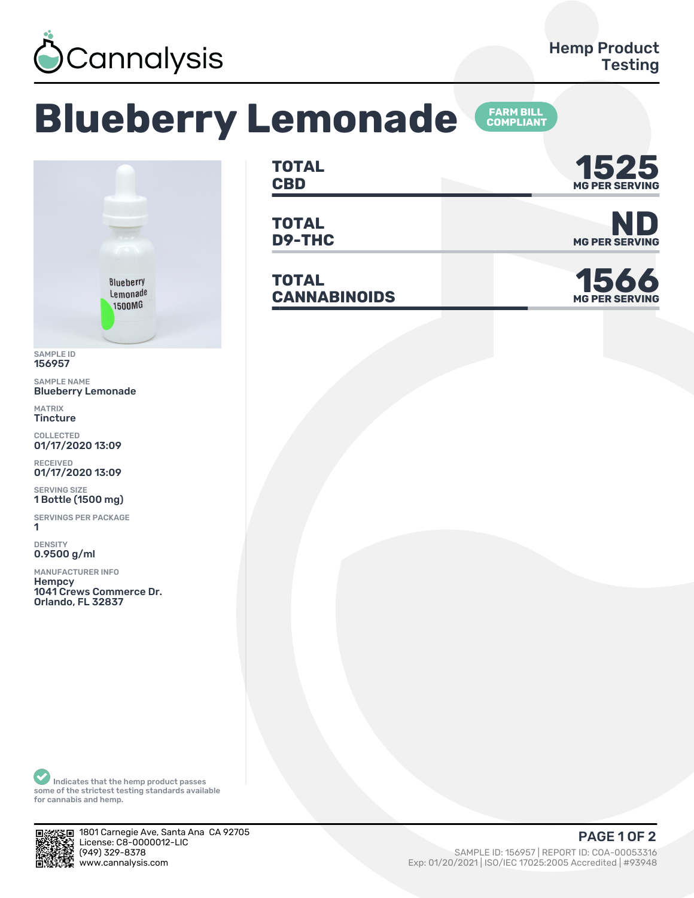Cannalysis

Hemp Product Testing

# Blueberry Lemonade

FARM BILL COMPLIANT

| | |
|---|---|
| **TOTAL CBD** | **1525** MG PER SERVING |
| **TOTAL D9-THC** | **ND** MG PER SERVING |
| **TOTAL CANNABINOIDS** | **1566** MG PER SERVING |

SAMPLE ID
156957

SAMPLE NAME
Blueberry Lemonade

MATRIX
Tincture

COLLECTED
01/17/2020 13:09

RECEIVED
01/17/2020 13:09

SERVING SIZE
1 Bottle (1500 mg)

SERVINGS PER PACKAGE
1

DENSITY
0.9500 g/ml

MANUFACTURER INFO
Hempcy
1041 Crews Commerce Dr.
Orlando, FL 32837

Indicates that the hemp product passes some of the strictest testing standards available for cannabis and hemp.

1801 Carnegie Ave, Santa Ana CA 92705
License: C8-0000012-LIC
(949) 329-8378
www.cannalysis.com

SAMPLE ID: 156957 | REPORT ID: COA-00053316
Exp: 01/20/2021 | ISO/IEC 17025:2005 Accredited | #93948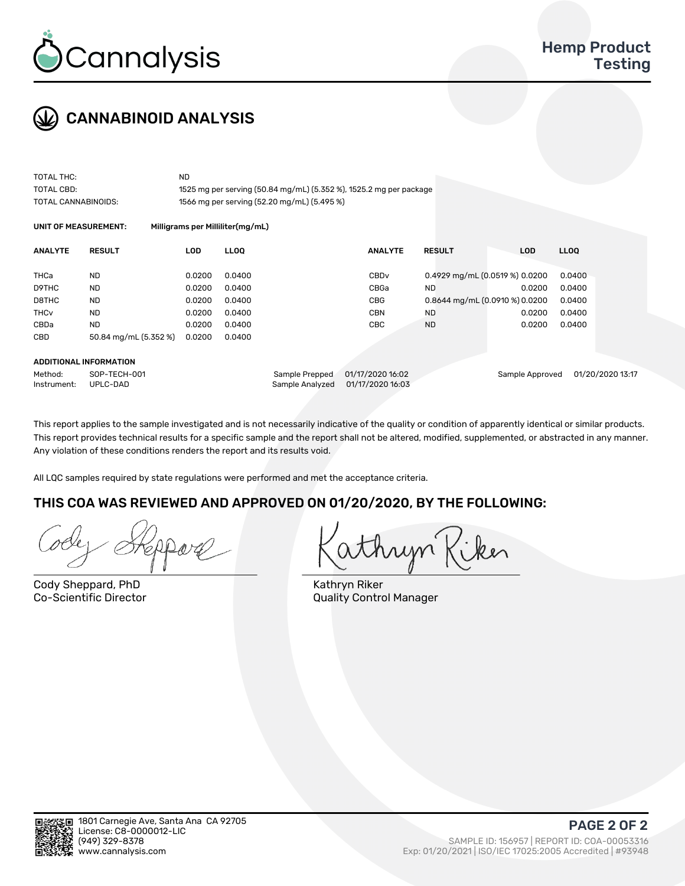Cannalysis

Hemp Product Testing

## CANNABINOID ANALYSIS

| | |
|---|---|
| TOTAL THC: | ND |
| TOTAL CBD: | 1525 mg per serving (50.84 mg/mL) (5.352 %), 1525.2 mg per package |
| TOTAL CANNABINOIDS: | 1566 mg per serving (52.20 mg/mL) (5.495 %) |

**UNIT OF MEASUREMENT:** Milligrams per Milliliter(mg/mL)

| ANALYTE | RESULT | LOD | LLOQ | ANALYTE | RESULT | LOD | LLOQ |
|---|---|---|---|---|---|---|---|
| THCa | ND | 0.0200 | 0.0400 | CBDv | 0.4929 mg/mL (0.0519 %) | 0.0200 | 0.0400 |
| D9THC | ND | 0.0200 | 0.0400 | CBGa | ND | 0.0200 | 0.0400 |
| D8THC | ND | 0.0200 | 0.0400 | CBG | 0.8644 mg/mL (0.0910 %) | 0.0200 | 0.0400 |
| THCv | ND | 0.0200 | 0.0400 | CBN | ND | 0.0200 | 0.0400 |
| CBDa | ND | 0.0200 | 0.0400 | CBC | ND | 0.0200 | 0.0400 |
| CBD | 50.84 mg/mL (5.352 %) | 0.0200 | 0.0400 | | | | |

**ADDITIONAL INFORMATION**

| | | | | | |
|---|---|---|---|---|---|
| Method: | SOP-TECH-001 | Sample Prepped | 01/17/2020 16:02 | Sample Approved | 01/20/2020 13:17 |
| Instrument: | UPLC-DAD | Sample Analyzed | 01/17/2020 16:03 | | |

This report applies to the sample investigated and is not necessarily indicative of the quality or condition of apparently identical or similar products. This report provides technical results for a specific sample and the report shall not be altered, modified, supplemented, or abstracted in any manner. Any violation of these conditions renders the report and its results void.

All LQC samples required by state regulations were performed and met the acceptance criteria.

## THIS COA WAS REVIEWED AND APPROVED ON 01/20/2020, BY THE FOLLOWING:

Cody Sheppard, PhD
Co-Scientific Director

Kathryn Riker
Quality Control Manager

1801 Carnegie Ave, Santa Ana CA 92705
License: C8-0000012-LIC
(949) 329-8378
www.cannalysis.com

SAMPLE ID: 156957 | REPORT ID: COA-00053316
Exp: 01/20/2021 | ISO/IEC 17025:2005 Accredited | #93948